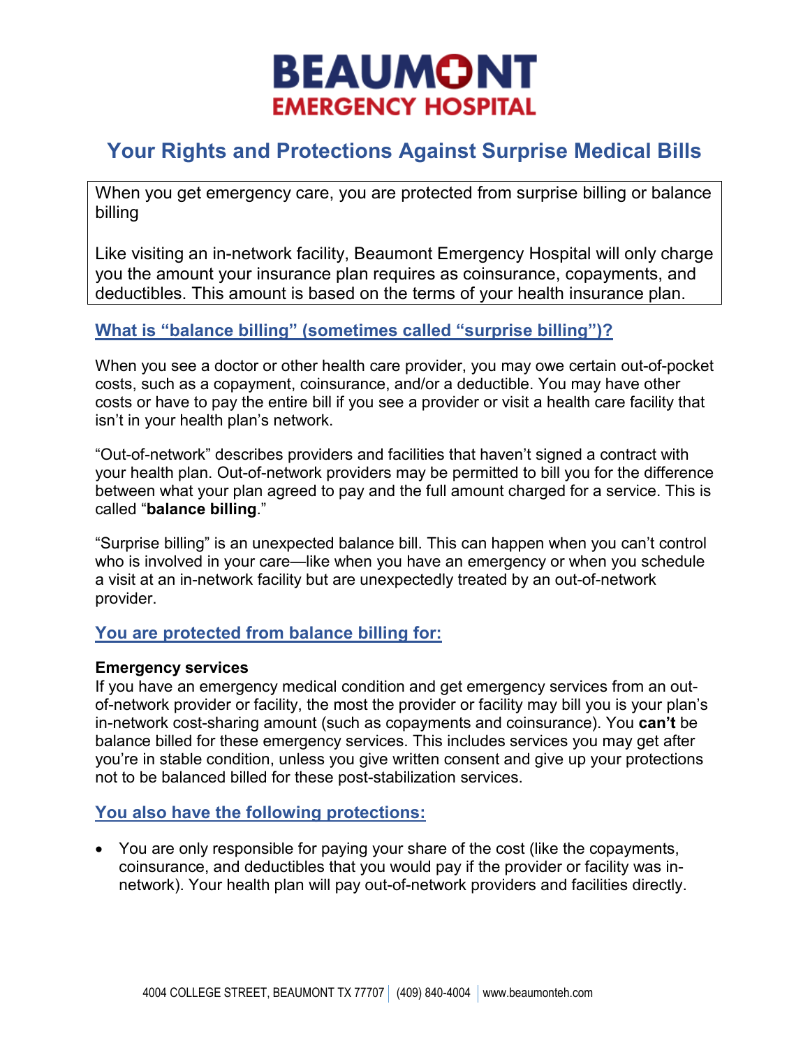# BEAUMONT EMERGENCY HOSPITAL

## Your Rights and Protections Against Surprise Medical Bills

When you get emergency care, you are protected from surprise billing or balance billing

Like visiting an in-network facility, Beaumont Emergency Hospital will only charge you the amount your insurance plan requires as coinsurance, copayments, and deductibles. This amount is based on the terms of your health insurance plan.

### What is "balance billing" (sometimes called "surprise billing")?

When you see a doctor or other health care provider, you may owe certain out-of-pocket costs, such as a copayment, coinsurance, and/or a deductible. You may have other costs or have to pay the entire bill if you see a provider or visit a health care facility that isn't in your health plan's network.

"Out-of-network" describes providers and facilities that haven't signed a contract with your health plan. Out-of-network providers may be permitted to bill you for the difference between what your plan agreed to pay and the full amount charged for a service. This is called "**balance billing**."

"Surprise billing" is an unexpected balance bill. This can happen when you can't control who is involved in your care—like when you have an emergency or when you schedule a visit at an in-network facility but are unexpectedly treated by an out-of-network provider.

### You are protected from balance billing for:

**Emergency services**
If you have an emergency medical condition and get emergency services from an out-of-network provider or facility, the most the provider or facility may bill you is your plan's in-network cost-sharing amount (such as copayments and coinsurance). You **can't** be balance billed for these emergency services. This includes services you may get after you're in stable condition, unless you give written consent and give up your protections not to be balanced billed for these post-stabilization services.

### You also have the following protections:

- You are only responsible for paying your share of the cost (like the copayments, coinsurance, and deductibles that you would pay if the provider or facility was in-network). Your health plan will pay out-of-network providers and facilities directly.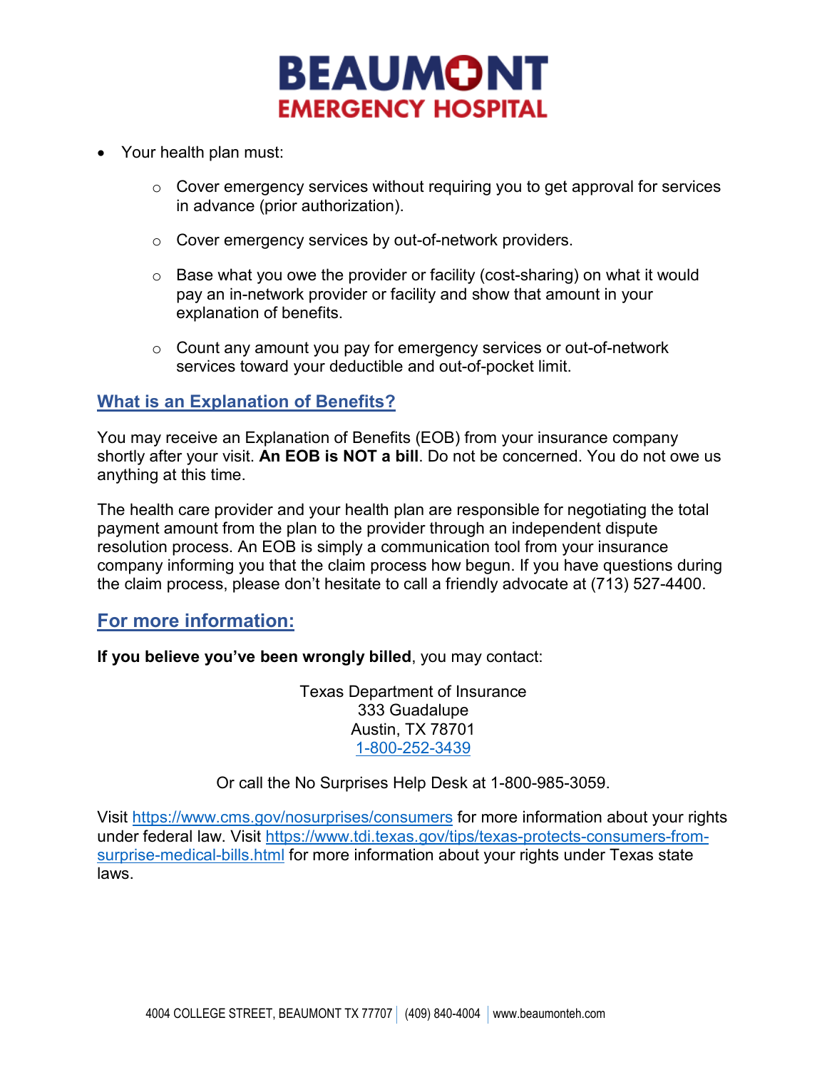- Your health plan must:
  - Cover emergency services without requiring you to get approval for services in advance (prior authorization).
  - Cover emergency services by out-of-network providers.
  - Base what you owe the provider or facility (cost-sharing) on what it would pay an in-network provider or facility and show that amount in your explanation of benefits.
  - Count any amount you pay for emergency services or out-of-network services toward your deductible and out-of-pocket limit.

## What is an Explanation of Benefits?

You may receive an Explanation of Benefits (EOB) from your insurance company shortly after your visit. **An EOB is NOT a bill**. Do not be concerned. You do not owe us anything at this time.

The health care provider and your health plan are responsible for negotiating the total payment amount from the plan to the provider through an independent dispute resolution process. An EOB is simply a communication tool from your insurance company informing you that the claim process how begun. If you have questions during the claim process, please don't hesitate to call a friendly advocate at (713) 527-4400.

## For more information:

**If you believe you've been wrongly billed**, you may contact:

Texas Department of Insurance
333 Guadalupe
Austin, TX 78701
1-800-252-3439

Or call the No Surprises Help Desk at 1-800-985-3059.

Visit https://www.cms.gov/nosurprises/consumers for more information about your rights under federal law. Visit https://www.tdi.texas.gov/tips/texas-protects-consumers-from-surprise-medical-bills.html for more information about your rights under Texas state laws.